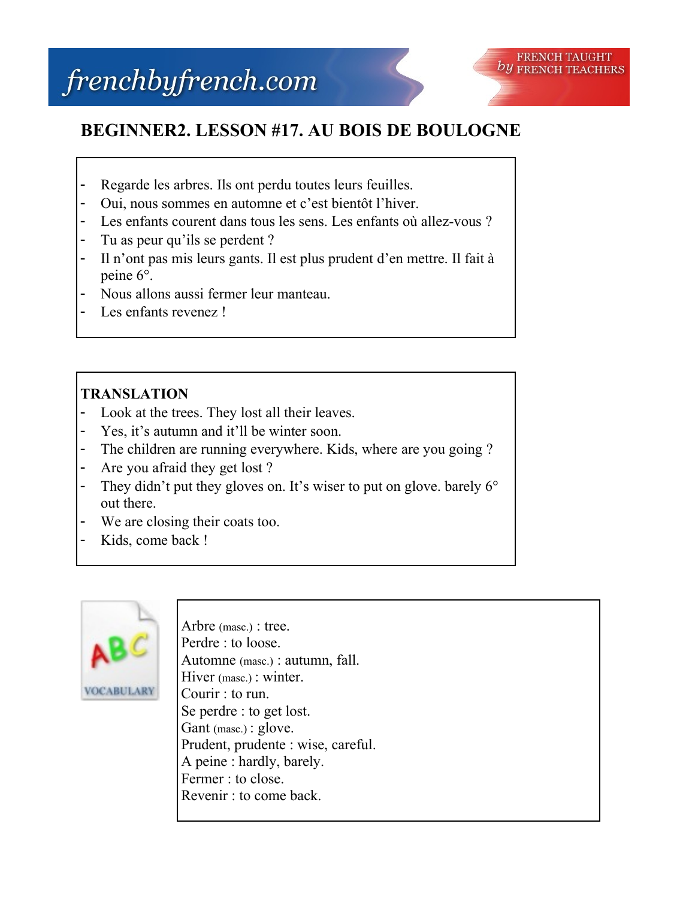# BEGINNER2. LESSON #17. AU BOIS DE BOULOGNE

- Regarde les arbres. Ils ont perdu toutes leurs feuilles.
- Oui, nous sommes en automne et c'est bientôt l'hiver.
- Les enfants courent dans tous les sens. Les enfants où allez-vous ?
- Tu as peur qu'ils se perdent ?
- Il n'ont pas mis leurs gants. Il est plus prudent d'en mettre. Il fait à peine 6°.
- Nous allons aussi fermer leur manteau.
- Les enfants revenez !

**TRANSLATION**

- Look at the trees. They lost all their leaves.
- Yes, it's autumn and it'll be winter soon.
- The children are running everywhere. Kids, where are you going ?
- Are you afraid they get lost ?
- They didn't put they gloves on. It's wiser to put on glove. barely 6° out there.
- We are closing their coats too.
- Kids, come back !

VOCABULARY

Arbre (masc.) : tree.
Perdre : to loose.
Automne (masc.) : autumn, fall.
Hiver (masc.) : winter.
Courir : to run.
Se perdre : to get lost.
Gant (masc.) : glove.
Prudent, prudente : wise, careful.
A peine : hardly, barely.
Fermer : to close.
Revenir : to come back.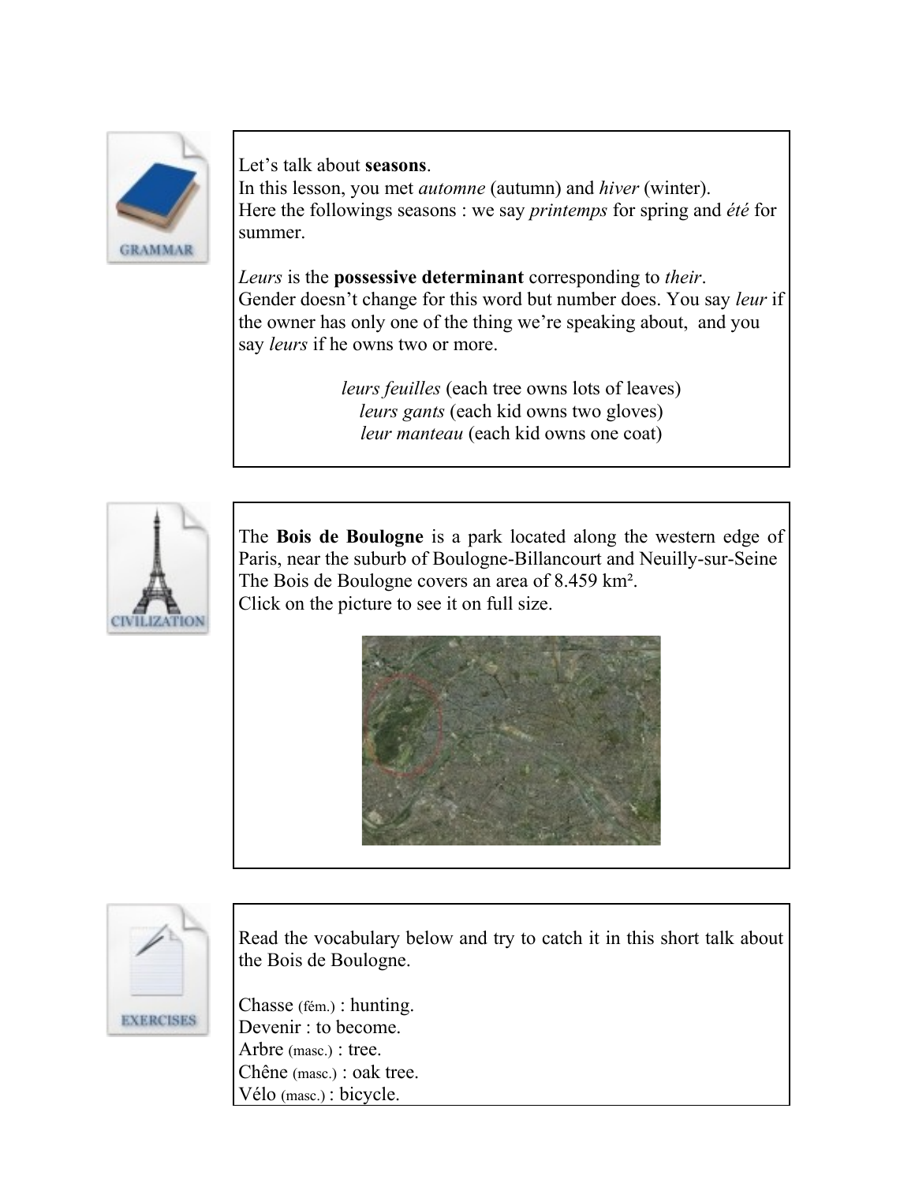Let's talk about **seasons**.
In this lesson, you met *automne* (autumn) and *hiver* (winter).
Here the followings seasons : we say *printemps* for spring and *été* for summer.

*Leurs* is the **possessive determinant** corresponding to *their*.
Gender doesn't change for this word but number does. You say *leur* if the owner has only one of the thing we're speaking about, and you say *leurs* if he owns two or more.

*leurs feuilles* (each tree owns lots of leaves)
*leurs gants* (each kid owns two gloves)
*leur manteau* (each kid owns one coat)

The **Bois de Boulogne** is a park located along the western edge of Paris, near the suburb of Boulogne-Billancourt and Neuilly-sur-Seine
The Bois de Boulogne covers an area of 8.459 km².
Click on the picture to see it on full size.

Read the vocabulary below and try to catch it in this short talk about the Bois de Boulogne.

Chasse (fém.) : hunting.
Devenir : to become.
Arbre (masc.) : tree.
Chêne (masc.) : oak tree.
Vélo (masc.) : bicycle.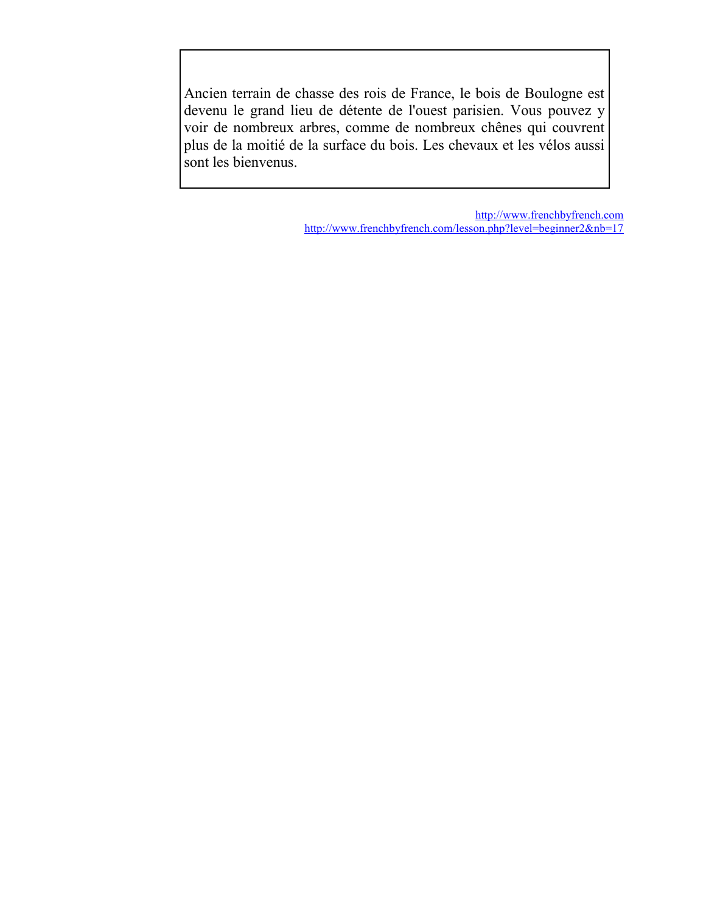Ancien terrain de chasse des rois de France, le bois de Boulogne est devenu le grand lieu de détente de l'ouest parisien. Vous pouvez y voir de nombreux arbres, comme de nombreux chênes qui couvrent plus de la moitié de la surface du bois. Les chevaux et les vélos aussi sont les bienvenus.

http://www.frenchbyfrench.com
http://www.frenchbyfrench.com/lesson.php?level=beginner2&nb=17